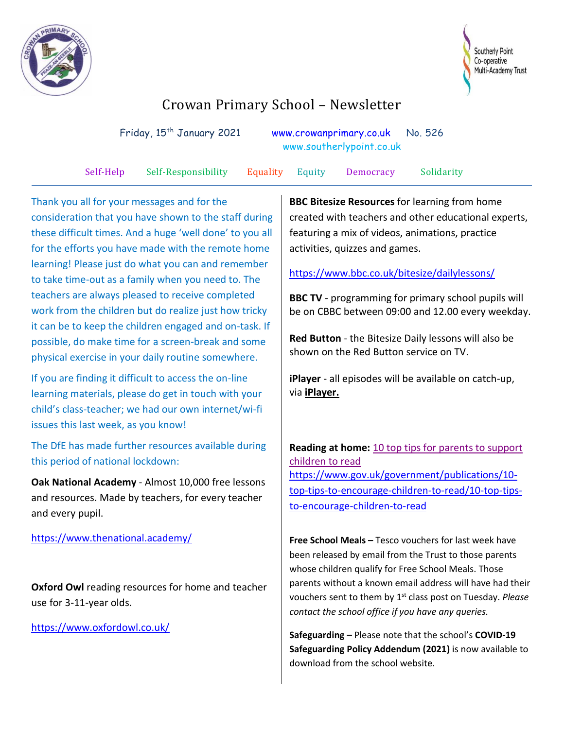# Crowan Primary School – Newsletter

Friday, 15th January 2021 www.crowanprimary.co.uk No. 526

www.southerlypoint.co.uk

Self-Help Self-Responsibility Equality Equity Democracy Solidarity

Thank you all for your messages and for the consideration that you have shown to the staff during these difficult times. And a huge 'well done' to you all for the efforts you have made with the remote home learning! Please just do what you can and remember to take time-out as a family when you need to. The teachers are always pleased to receive completed work from the children but do realize just how tricky it can be to keep the children engaged and on-task. If possible, do make time for a screen-break and some physical exercise in your daily routine somewhere.

If you are finding it difficult to access the on-line learning materials, please do get in touch with your child's class-teacher; we had our own internet/wi-fi issues this last week, as you know!

The DfE has made further resources available during this period of national lockdown:

**Oak National Academy** - Almost 10,000 free lessons and resources. Made by teachers, for every teacher and every pupil.

https://www.thenational.academy/

**Oxford Owl** reading resources for home and teacher use for 3-11-year olds.

https://www.oxfordowl.co.uk/

**BBC Bitesize Resources** for learning from home created with teachers and other educational experts, featuring a mix of videos, animations, practice activities, quizzes and games.

https://www.bbc.co.uk/bitesize/dailylessons/

**BBC TV** - programming for primary school pupils will be on CBBC between 09:00 and 12.00 every weekday.

**Red Button** - the Bitesize Daily lessons will also be shown on the Red Button service on TV.

**iPlayer** - all episodes will be available on catch-up, via **iPlayer.**

**Reading at home:** 10 top tips for parents to support children to read
https://www.gov.uk/government/publications/10-top-tips-to-encourage-children-to-read/10-top-tips-to-encourage-children-to-read

**Free School Meals –** Tesco vouchers for last week have been released by email from the Trust to those parents whose children qualify for Free School Meals. Those parents without a known email address will have had their vouchers sent to them by 1st class post on Tuesday. *Please contact the school office if you have any queries.*

**Safeguarding –** Please note that the school's **COVID-19 Safeguarding Policy Addendum (2021)** is now available to download from the school website.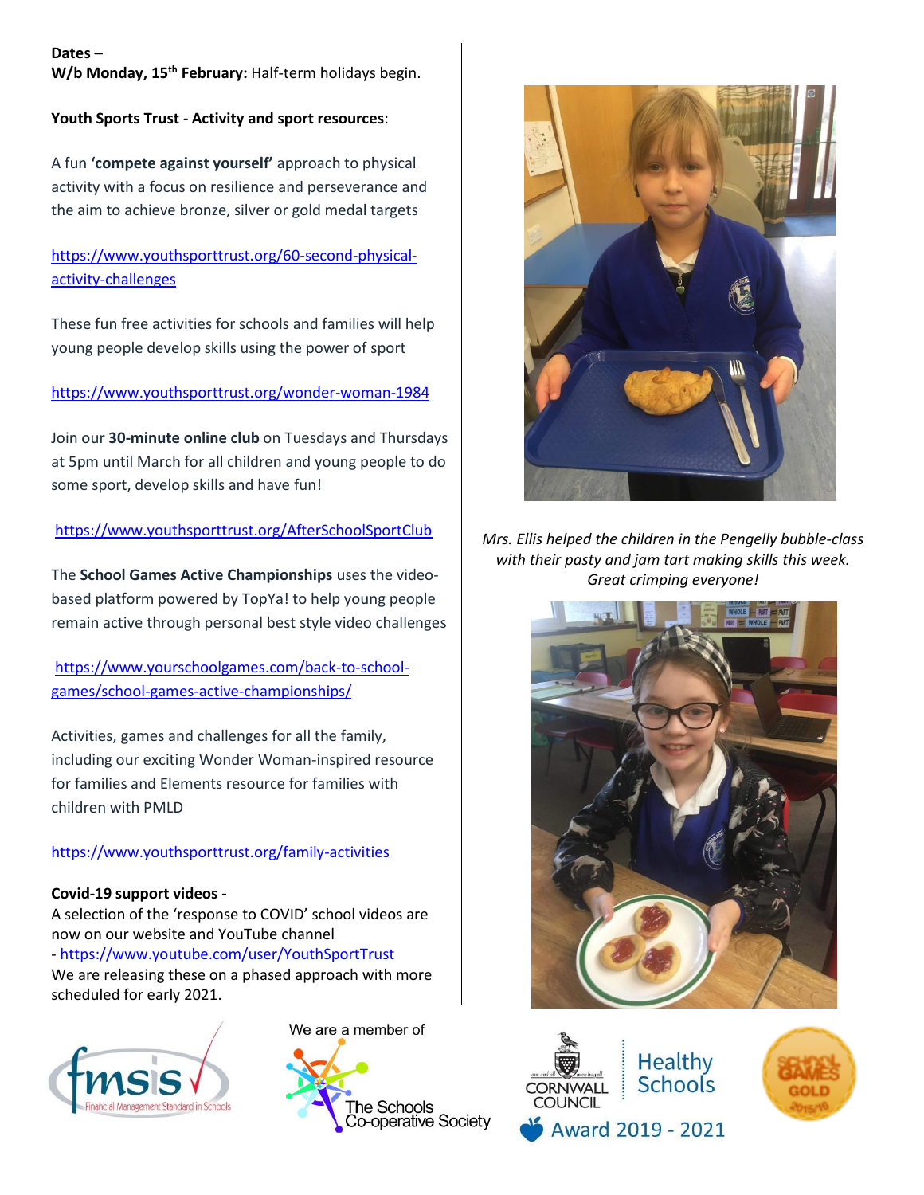**Dates –**
**W/b Monday, 15th February:** Half-term holidays begin.

**Youth Sports Trust - Activity and sport resources**:

A fun **'compete against yourself'** approach to physical activity with a focus on resilience and perseverance and the aim to achieve bronze, silver or gold medal targets

https://www.youthsporttrust.org/60-second-physical-activity-challenges

These fun free activities for schools and families will help young people develop skills using the power of sport

https://www.youthsporttrust.org/wonder-woman-1984

Join our **30-minute online club** on Tuesdays and Thursdays at 5pm until March for all children and young people to do some sport, develop skills and have fun!

https://www.youthsporttrust.org/AfterSchoolSportClub

The **School Games Active Championships** uses the video-based platform powered by TopYa! to help young people remain active through personal best style video challenges

https://www.yourschoolgames.com/back-to-school-games/school-games-active-championships/

Activities, games and challenges for all the family, including our exciting Wonder Woman-inspired resource for families and Elements resource for families with children with PMLD

https://www.youthsporttrust.org/family-activities

**Covid-19 support videos -**
A selection of the 'response to COVID' school videos are now on our website and YouTube channel
- https://www.youtube.com/user/YouthSportTrust
We are releasing these on a phased approach with more scheduled for early 2021.

*Mrs. Ellis helped the children in the Pengelly bubble-class with their pasty and jam tart making skills this week. Great crimping everyone!*

fmsis Financial Management Standard in Schools

We are a member of The Schools Co-operative Society

Cornwall Council Healthy Schools Award 2019 - 2021

School Games Gold 2015/16